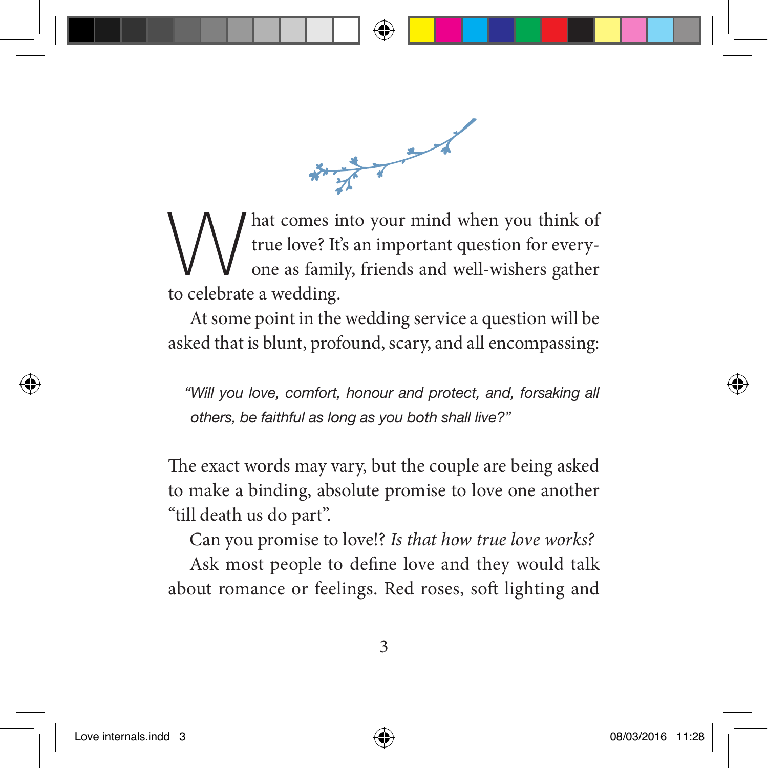What comes into your mind when you think of true love? It's an important question for everyone as family, friends and well-wishers gather to celebrate a wedding.

At some point in the wedding service a question will be asked that is blunt, profound, scary, and all encompassing:

> *"Will you love, comfort, honour and protect, and, forsaking all others, be faithful as long as you both shall live?"*

The exact words may vary, but the couple are being asked to make a binding, absolute promise to love one another "till death us do part".

Can you promise to love!? *Is that how true love works?*

Ask most people to define love and they would talk about romance or feelings. Red roses, soft lighting and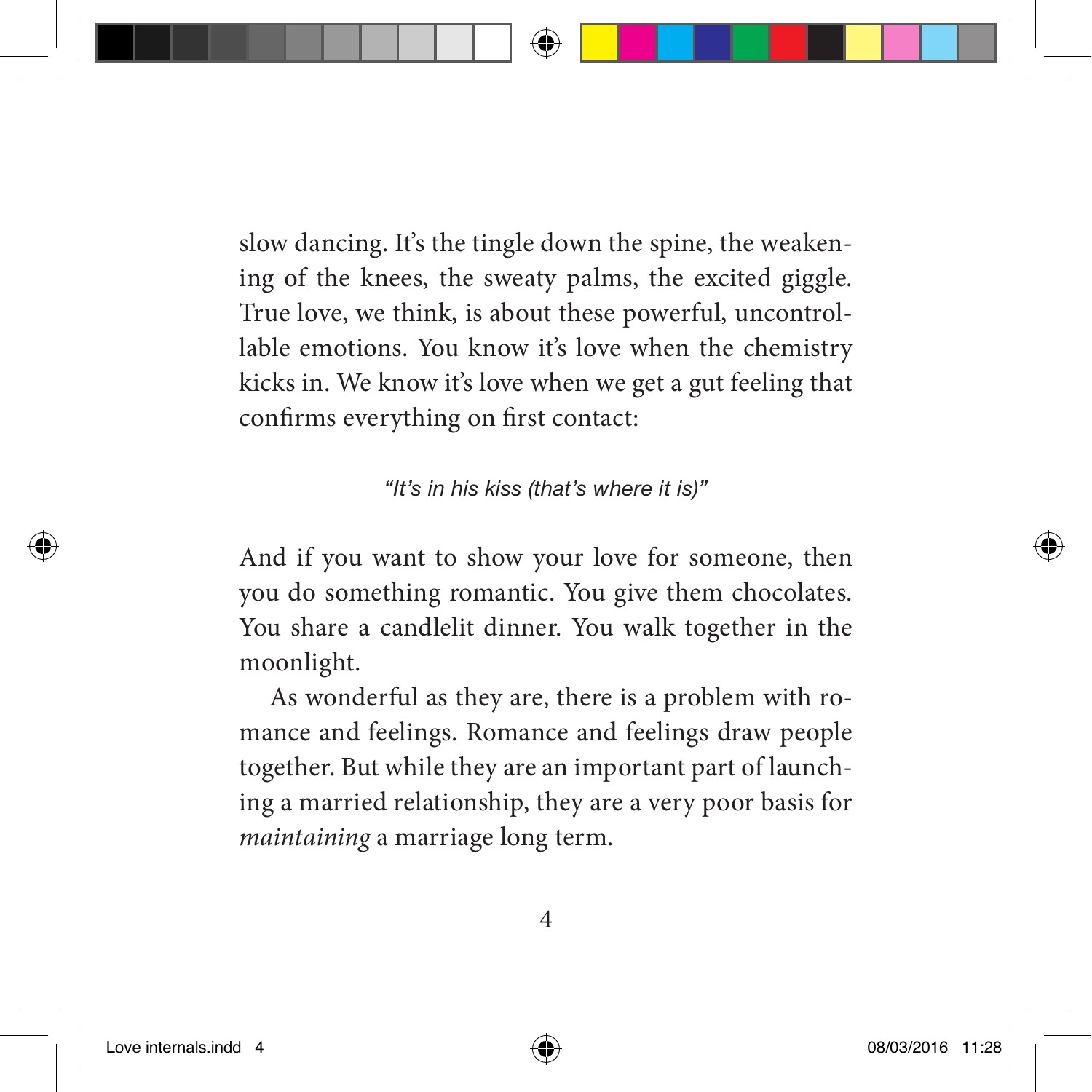slow dancing. It's the tingle down the spine, the weakening of the knees, the sweaty palms, the excited giggle. True love, we think, is about these powerful, uncontrollable emotions. You know it's love when the chemistry kicks in. We know it's love when we get a gut feeling that confirms everything on first contact:

*"It's in his kiss (that's where it is)"*

And if you want to show your love for someone, then you do something romantic. You give them chocolates. You share a candlelit dinner. You walk together in the moonlight.

As wonderful as they are, there is a problem with romance and feelings. Romance and feelings draw people together. But while they are an important part of launching a married relationship, they are a very poor basis for *maintaining* a marriage long term.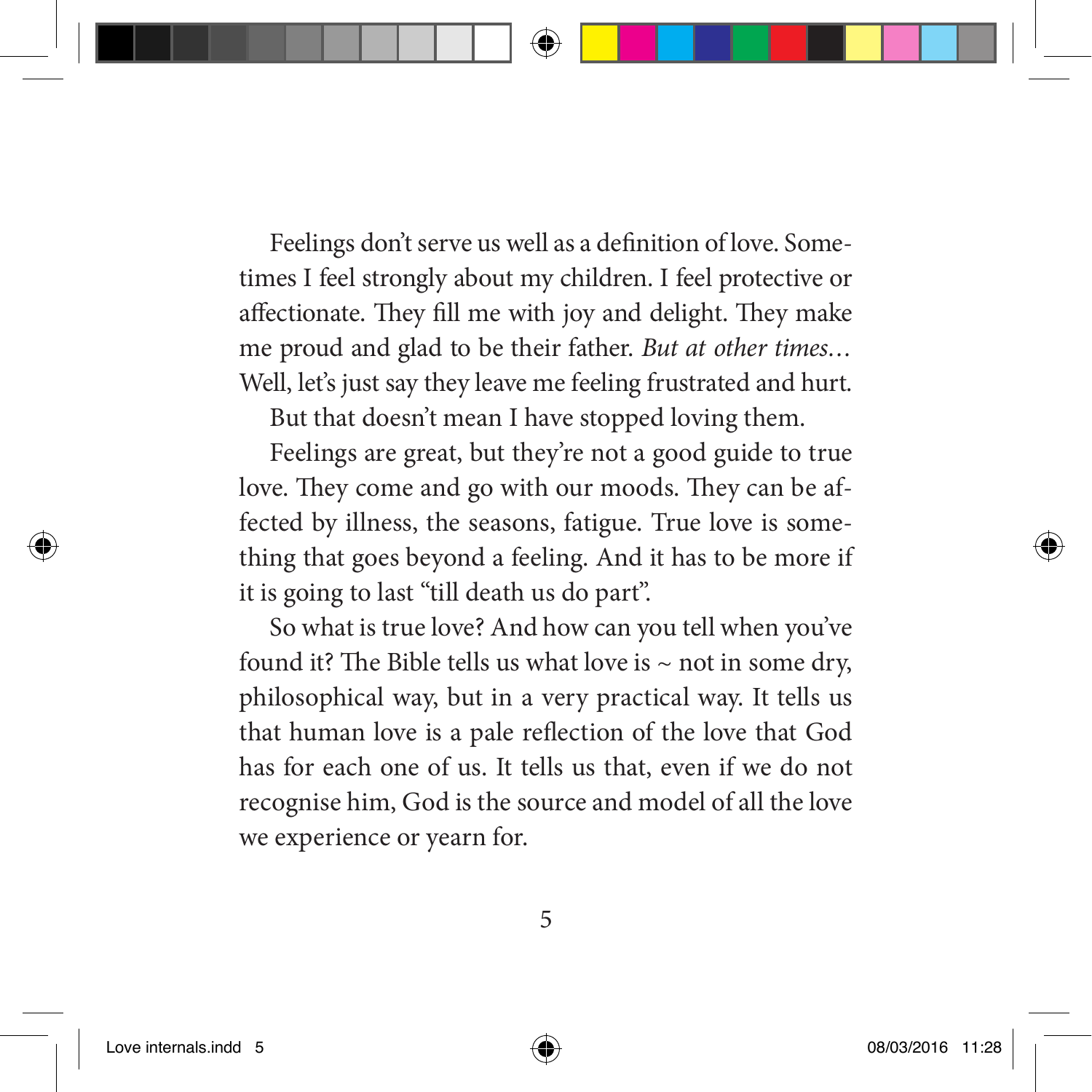Feelings don't serve us well as a definition of love. Sometimes I feel strongly about my children. I feel protective or affectionate. They fill me with joy and delight. They make me proud and glad to be their father. *But at other times…* Well, let's just say they leave me feeling frustrated and hurt.

But that doesn't mean I have stopped loving them.

Feelings are great, but they're not a good guide to true love. They come and go with our moods. They can be affected by illness, the seasons, fatigue. True love is something that goes beyond a feeling. And it has to be more if it is going to last "till death us do part".

So what is true love? And how can you tell when you've found it? The Bible tells us what love is ~ not in some dry, philosophical way, but in a very practical way. It tells us that human love is a pale reflection of the love that God has for each one of us. It tells us that, even if we do not recognise him, God is the source and model of all the love we experience or yearn for.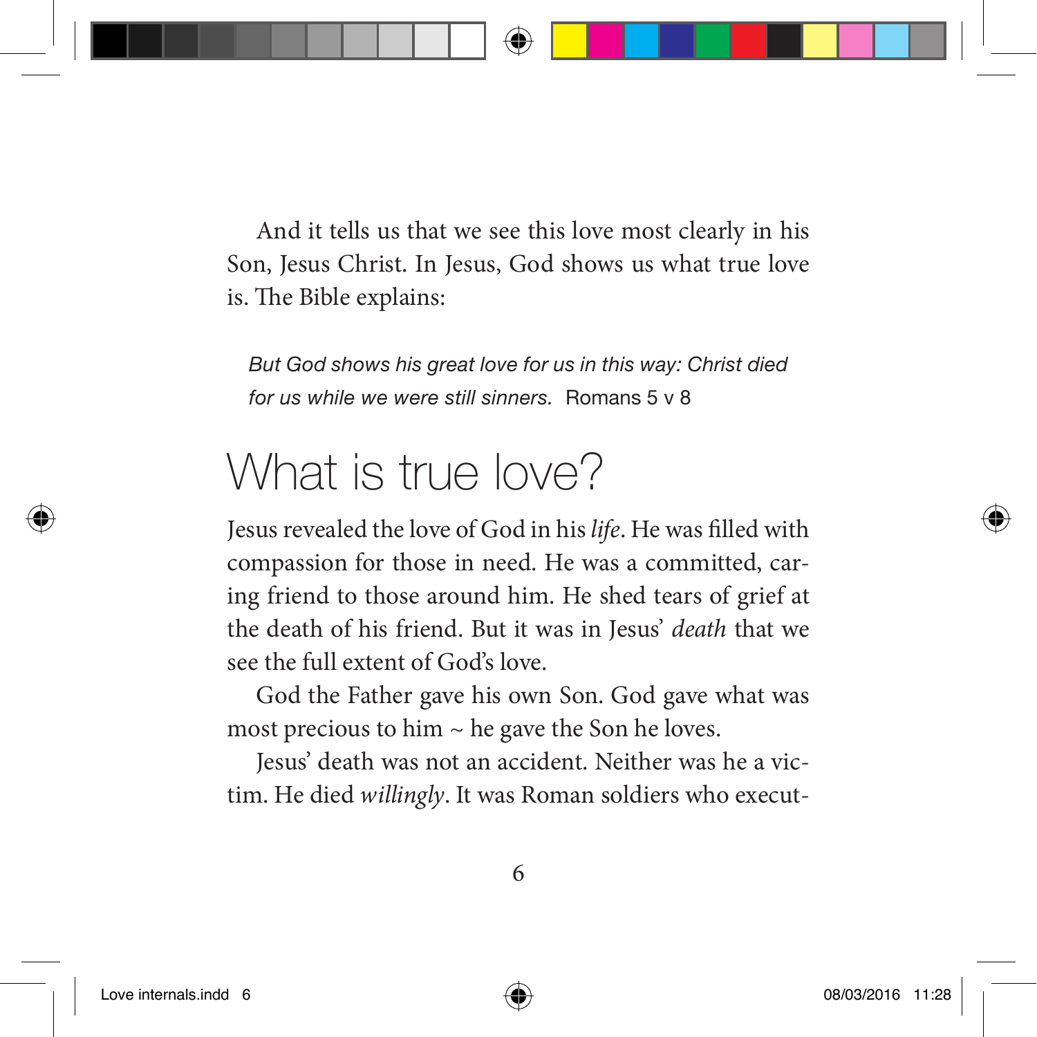And it tells us that we see this love most clearly in his Son, Jesus Christ. In Jesus, God shows us what true love is. The Bible explains:

> *But God shows his great love for us in this way: Christ died for us while we were still sinners.* Romans 5 v 8

# What is true love?

Jesus revealed the love of God in his *life*. He was filled with compassion for those in need. He was a committed, caring friend to those around him. He shed tears of grief at the death of his friend. But it was in Jesus' *death* that we see the full extent of God's love.

God the Father gave his own Son. God gave what was most precious to him ~ he gave the Son he loves.

Jesus' death was not an accident. Neither was he a victim. He died *willingly*. It was Roman soldiers who execut-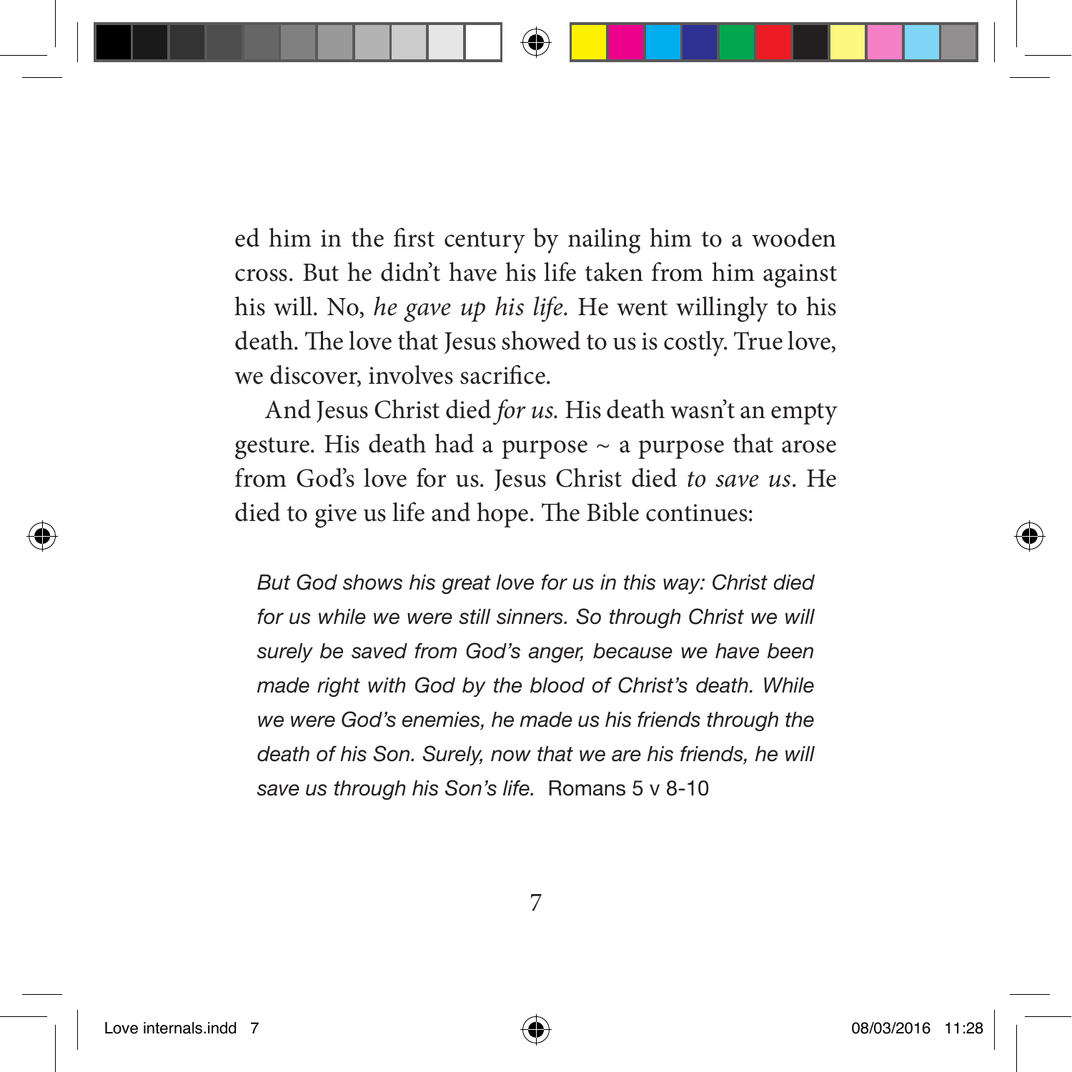ed him in the first century by nailing him to a wooden cross. But he didn't have his life taken from him against his will. No, *he gave up his life*. He went willingly to his death. The love that Jesus showed to us is costly. True love, we discover, involves sacrifice.

And Jesus Christ died *for us*. His death wasn't an empty gesture. His death had a purpose ~ a purpose that arose from God's love for us. Jesus Christ died *to save us*. He died to give us life and hope. The Bible continues:

> *But God shows his great love for us in this way: Christ died for us while we were still sinners. So through Christ we will surely be saved from God's anger, because we have been made right with God by the blood of Christ's death. While we were God's enemies, he made us his friends through the death of his Son. Surely, now that we are his friends, he will save us through his Son's life.* Romans 5 v 8-10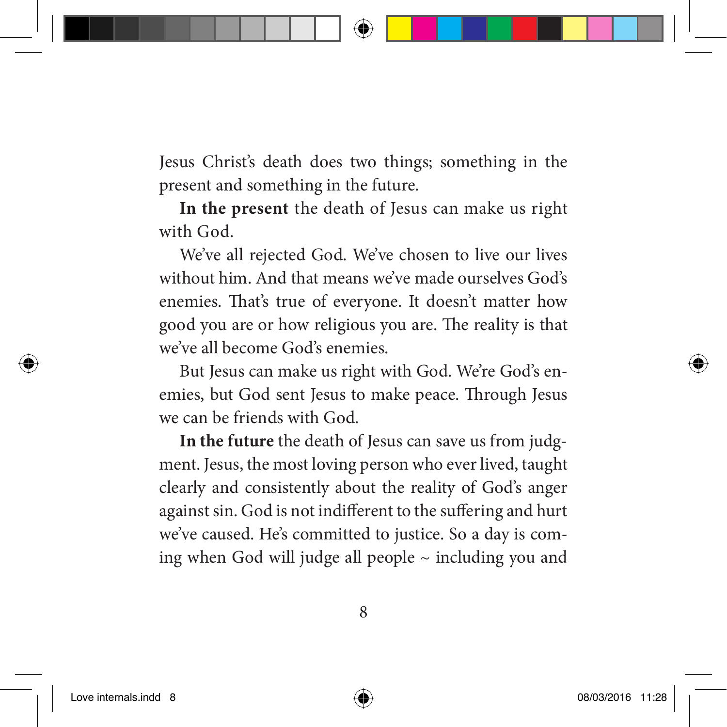Jesus Christ's death does two things; something in the present and something in the future.

**In the present** the death of Jesus can make us right with God.

We've all rejected God. We've chosen to live our lives without him. And that means we've made ourselves God's enemies. That's true of everyone. It doesn't matter how good you are or how religious you are. The reality is that we've all become God's enemies.

But Jesus can make us right with God. We're God's enemies, but God sent Jesus to make peace. Through Jesus we can be friends with God.

**In the future** the death of Jesus can save us from judgment. Jesus, the most loving person who ever lived, taught clearly and consistently about the reality of God's anger against sin. God is not indifferent to the suffering and hurt we've caused. He's committed to justice. So a day is coming when God will judge all people ~ including you and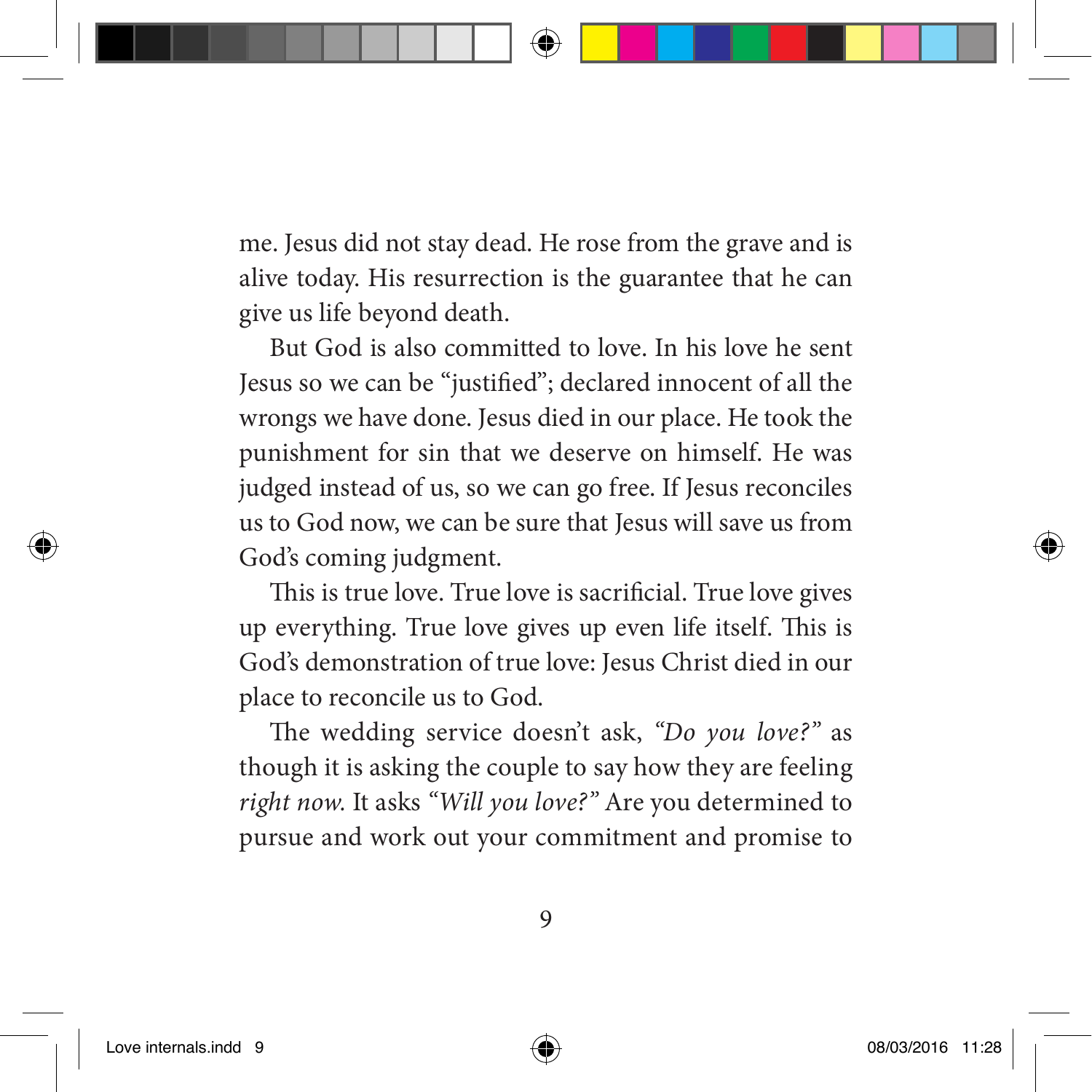me. Jesus did not stay dead. He rose from the grave and is alive today. His resurrection is the guarantee that he can give us life beyond death.

But God is also committed to love. In his love he sent Jesus so we can be "justified"; declared innocent of all the wrongs we have done. Jesus died in our place. He took the punishment for sin that we deserve on himself. He was judged instead of us, so we can go free. If Jesus reconciles us to God now, we can be sure that Jesus will save us from God's coming judgment.

This is true love. True love is sacrificial. True love gives up everything. True love gives up even life itself. This is God's demonstration of true love: Jesus Christ died in our place to reconcile us to God.

The wedding service doesn't ask, *"Do you love?"* as though it is asking the couple to say how they are feeling *right now.* It asks *"Will you love?"* Are you determined to pursue and work out your commitment and promise to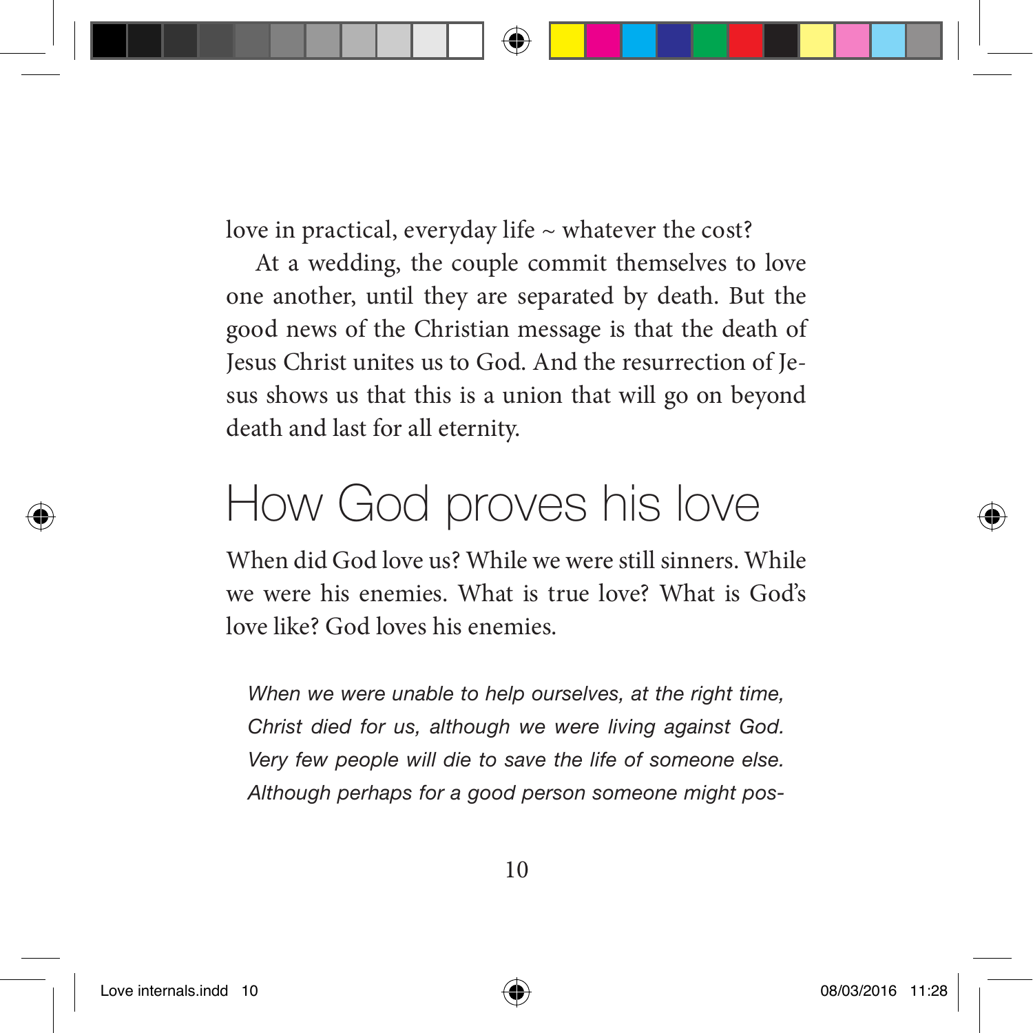love in practical, everyday life ~ whatever the cost?

At a wedding, the couple commit themselves to love one another, until they are separated by death. But the good news of the Christian message is that the death of Jesus Christ unites us to God. And the resurrection of Jesus shows us that this is a union that will go on beyond death and last for all eternity.

## How God proves his love

When did God love us? While we were still sinners. While we were his enemies. What is true love? What is God's love like? God loves his enemies.

> *When we were unable to help ourselves, at the right time, Christ died for us, although we were living against God. Very few people will die to save the life of someone else. Although perhaps for a good person someone might pos-*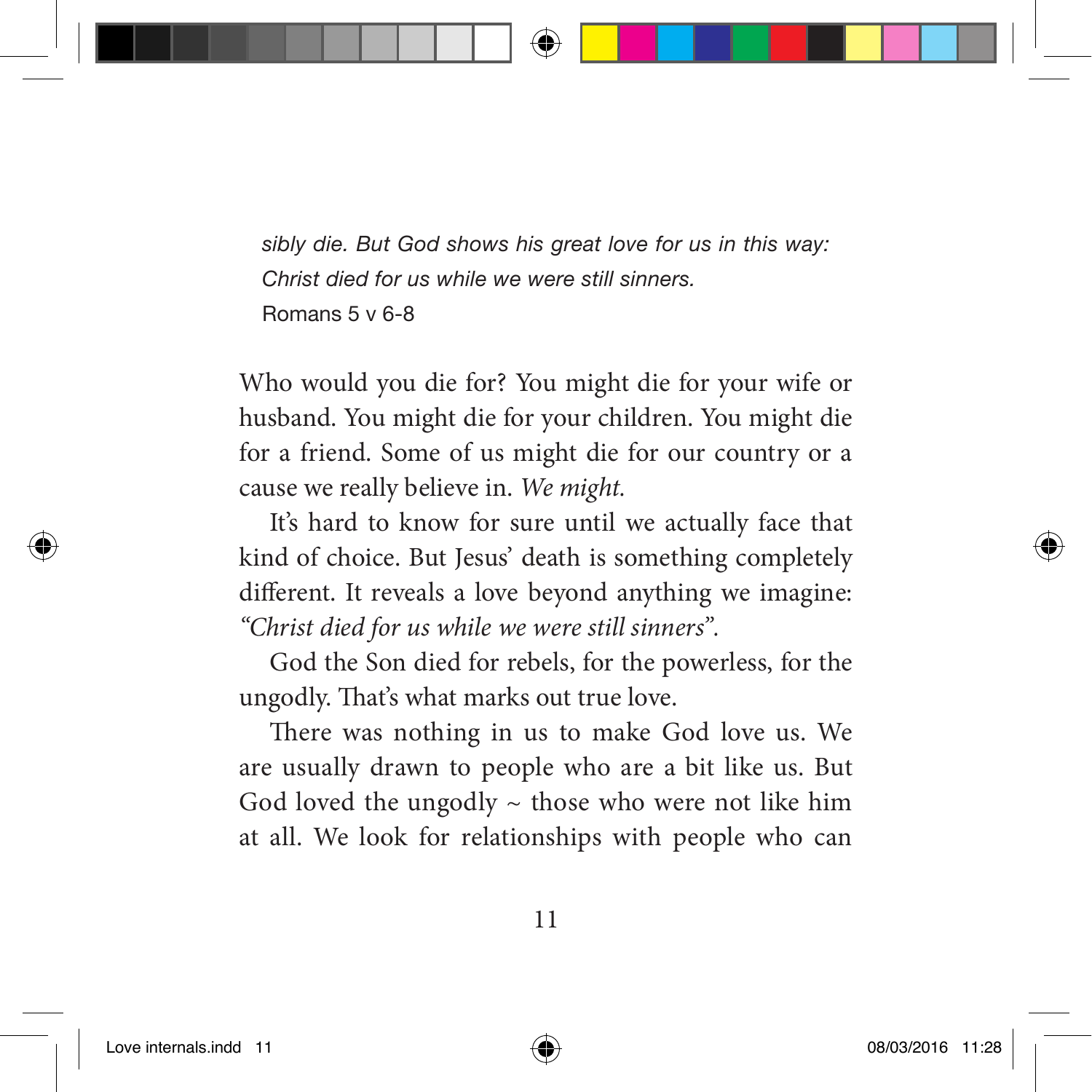*sibly die. But God shows his great love for us in this way: Christ died for us while we were still sinners.*

Romans 5 v 6-8

Who would you die for? You might die for your wife or husband. You might die for your children. You might die for a friend. Some of us might die for our country or a cause we really believe in. *We might.*

It's hard to know for sure until we actually face that kind of choice. But Jesus' death is something completely different. It reveals a love beyond anything we imagine: *"Christ died for us while we were still sinners"*.

God the Son died for rebels, for the powerless, for the ungodly. That's what marks out true love.

There was nothing in us to make God love us. We are usually drawn to people who are a bit like us. But God loved the ungodly ~ those who were not like him at all. We look for relationships with people who can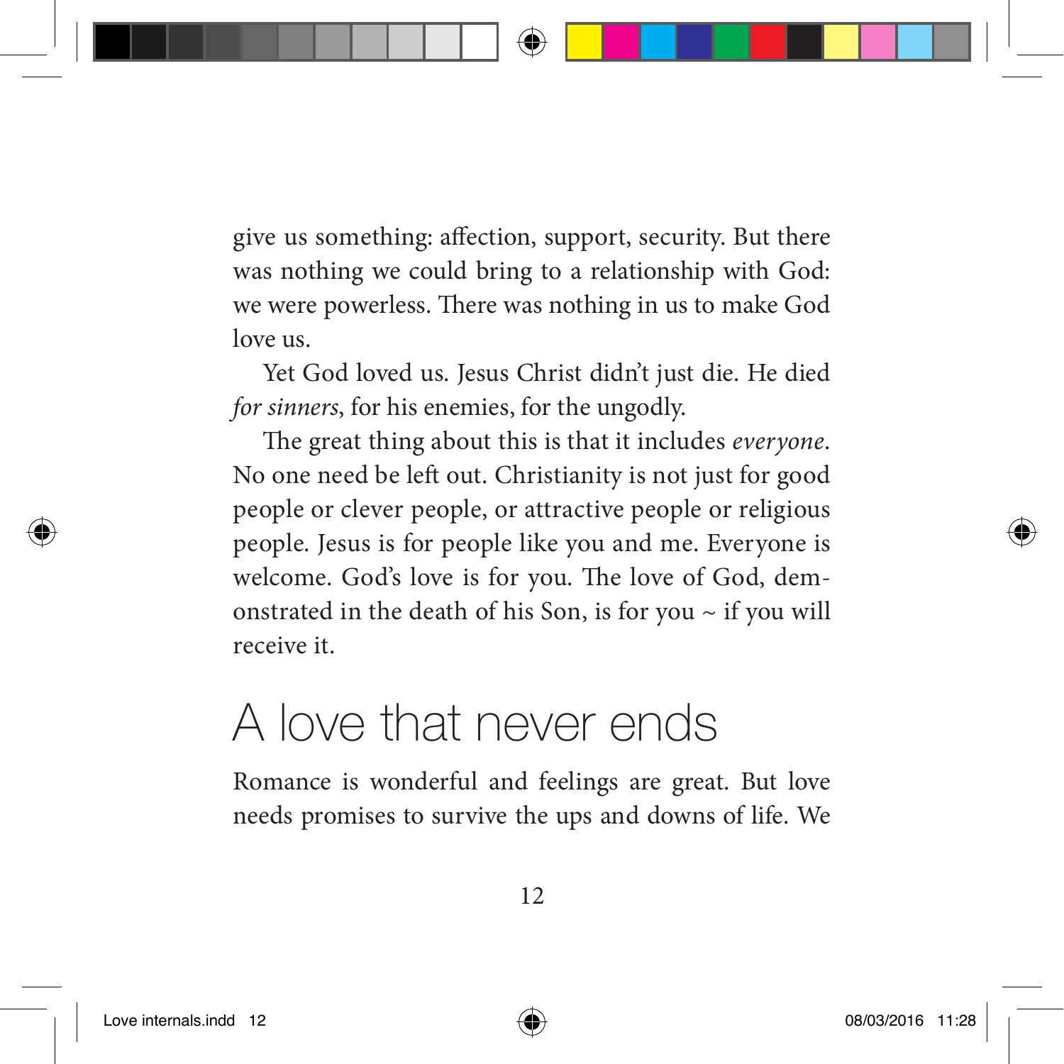give us something: affection, support, security. But there was nothing we could bring to a relationship with God: we were powerless. There was nothing in us to make God love us.

Yet God loved us. Jesus Christ didn't just die. He died *for sinners*, for his enemies, for the ungodly.

The great thing about this is that it includes *everyone*. No one need be left out. Christianity is not just for good people or clever people, or attractive people or religious people. Jesus is for people like you and me. Everyone is welcome. God's love is for you. The love of God, demonstrated in the death of his Son, is for you ~ if you will receive it.

## A love that never ends

Romance is wonderful and feelings are great. But love needs promises to survive the ups and downs of life. We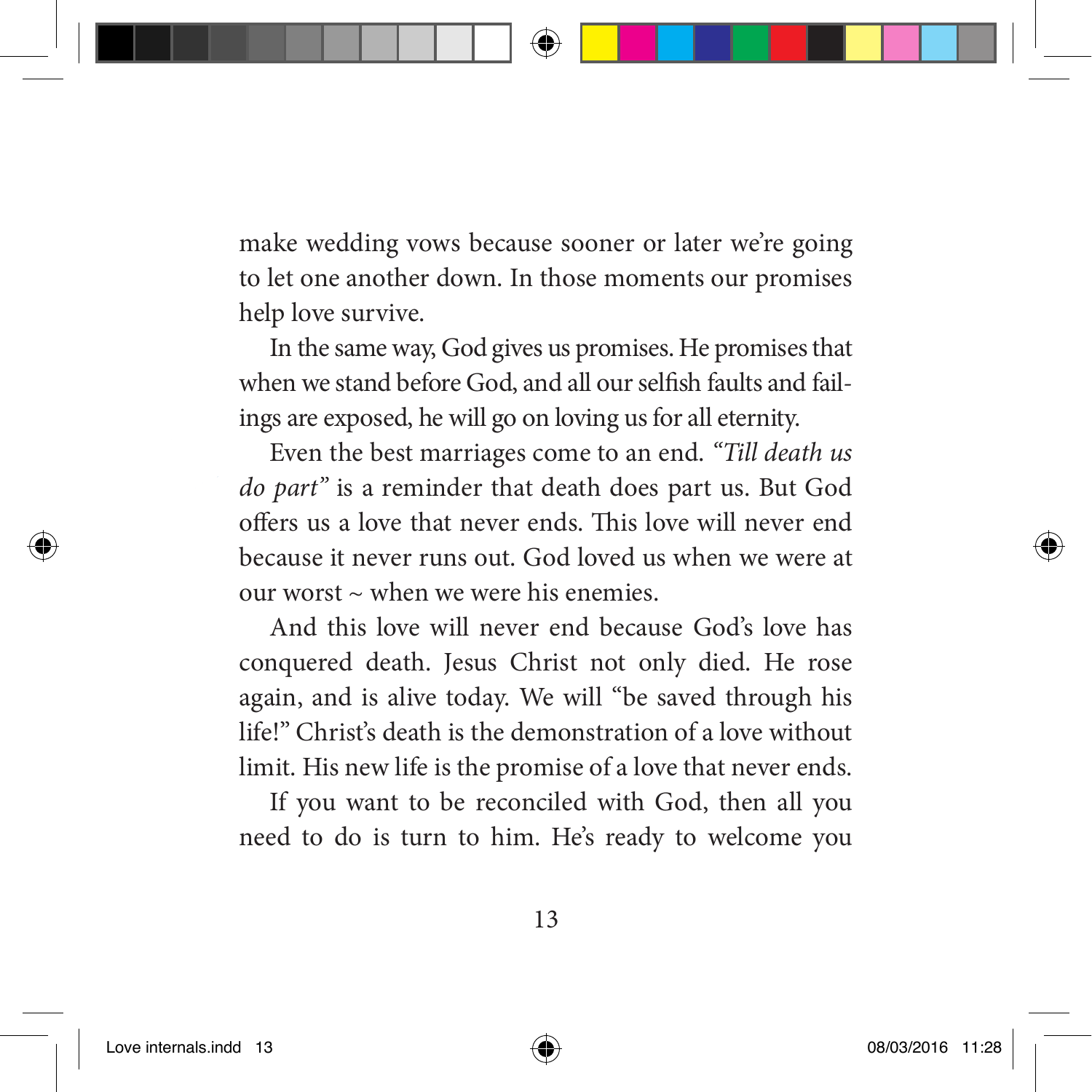make wedding vows because sooner or later we're going to let one another down. In those moments our promises help love survive.

In the same way, God gives us promises. He promises that when we stand before God, and all our selfish faults and failings are exposed, he will go on loving us for all eternity.

Even the best marriages come to an end. *"Till death us do part"* is a reminder that death does part us. But God offers us a love that never ends. This love will never end because it never runs out. God loved us when we were at our worst ~ when we were his enemies.

And this love will never end because God's love has conquered death. Jesus Christ not only died. He rose again, and is alive today. We will "be saved through his life!" Christ's death is the demonstration of a love without limit. His new life is the promise of a love that never ends.

If you want to be reconciled with God, then all you need to do is turn to him. He's ready to welcome you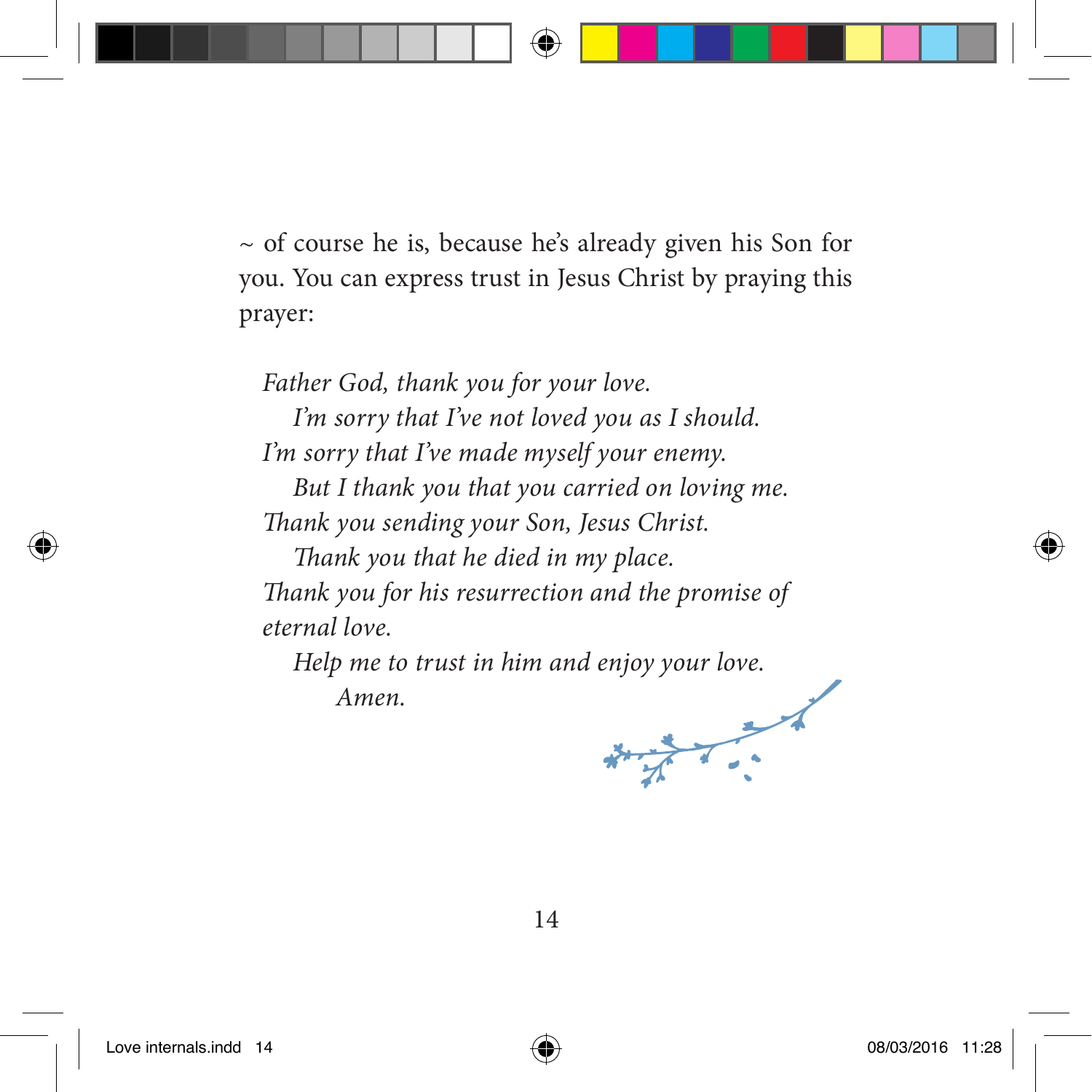~ of course he is, because he's already given his Son for you. You can express trust in Jesus Christ by praying this prayer:

*Father God, thank you for your love.*
*I'm sorry that I've not loved you as I should.*
*I'm sorry that I've made myself your enemy.*
*But I thank you that you carried on loving me.*
*Thank you sending your Son, Jesus Christ.*
*Thank you that he died in my place.*
*Thank you for his resurrection and the promise of eternal love.*
*Help me to trust in him and enjoy your love.*
*Amen.*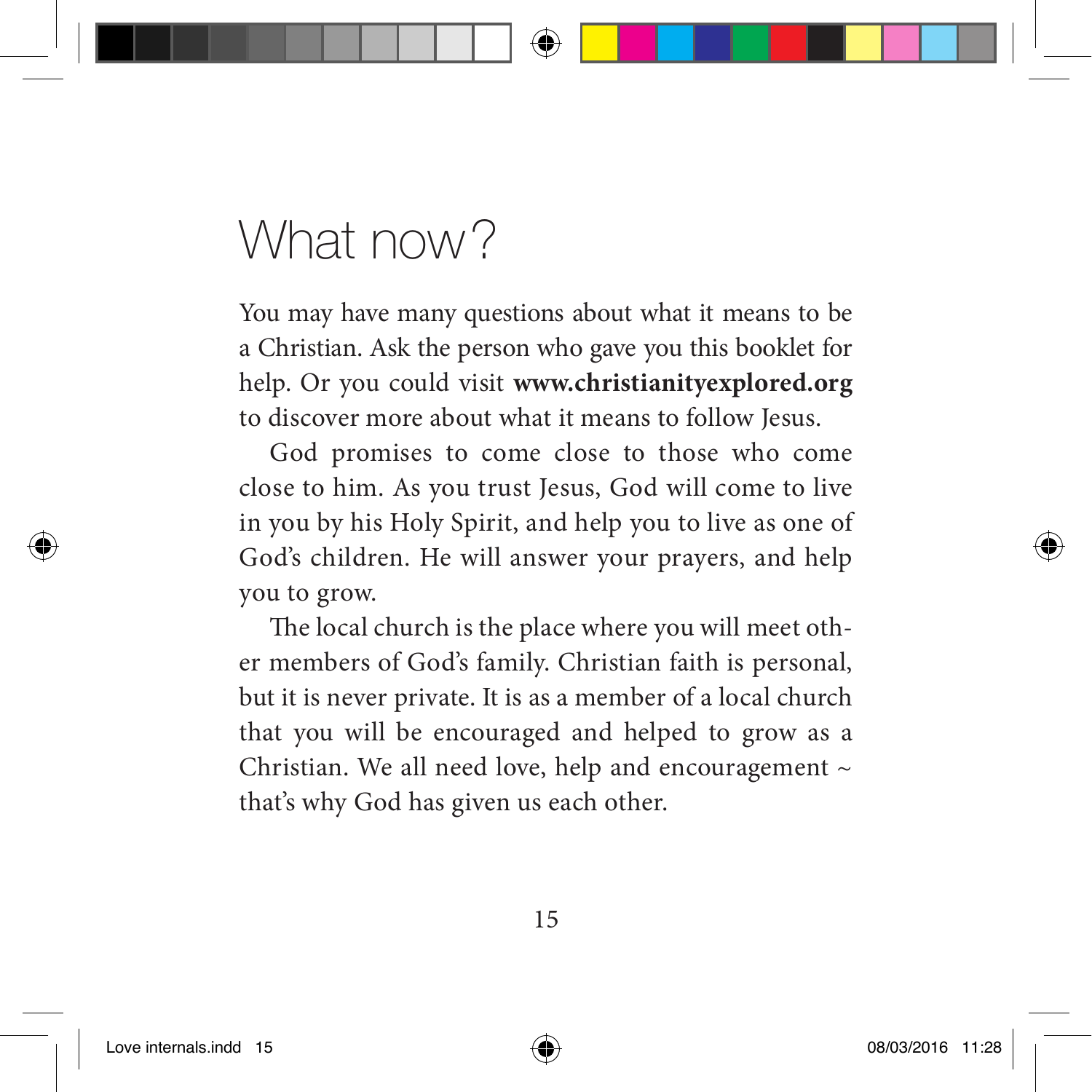# What now?

You may have many questions about what it means to be a Christian. Ask the person who gave you this booklet for help. Or you could visit **www.christianityexplored.org** to discover more about what it means to follow Jesus.

God promises to come close to those who come close to him. As you trust Jesus, God will come to live in you by his Holy Spirit, and help you to live as one of God's children. He will answer your prayers, and help you to grow.

The local church is the place where you will meet other members of God's family. Christian faith is personal, but it is never private. It is as a member of a local church that you will be encouraged and helped to grow as a Christian. We all need love, help and encouragement ~ that's why God has given us each other.